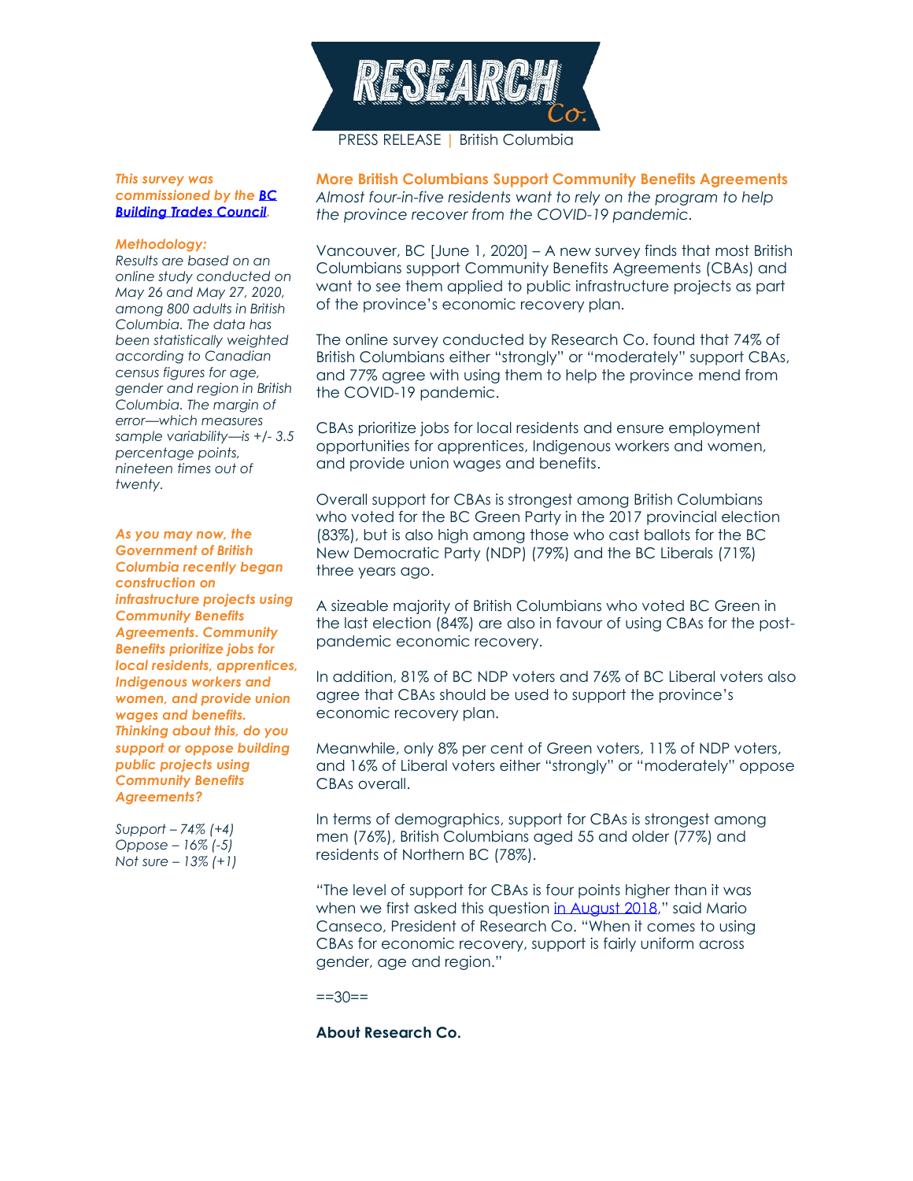RESEARCH Co.

PRESS RELEASE | British Columbia

## More British Columbians Support Community Benefits Agreements

*Almost four-in-five residents want to rely on the program to help the province recover from the COVID-19 pandemic.*

Vancouver, BC [June 1, 2020] – A new survey finds that most British Columbians support Community Benefits Agreements (CBAs) and want to see them applied to public infrastructure projects as part of the province's economic recovery plan.

The online survey conducted by Research Co. found that 74% of British Columbians either "strongly" or "moderately" support CBAs, and 77% agree with using them to help the province mend from the COVID-19 pandemic.

CBAs prioritize jobs for local residents and ensure employment opportunities for apprentices, Indigenous workers and women, and provide union wages and benefits.

Overall support for CBAs is strongest among British Columbians who voted for the BC Green Party in the 2017 provincial election (83%), but is also high among those who cast ballots for the BC New Democratic Party (NDP) (79%) and the BC Liberals (71%) three years ago.

A sizeable majority of British Columbians who voted BC Green in the last election (84%) are also in favour of using CBAs for the post-pandemic economic recovery.

In addition, 81% of BC NDP voters and 76% of BC Liberal voters also agree that CBAs should be used to support the province's economic recovery plan.

Meanwhile, only 8% per cent of Green voters, 11% of NDP voters, and 16% of Liberal voters either "strongly" or "moderately" oppose CBAs overall.

In terms of demographics, support for CBAs is strongest among men (76%), British Columbians aged 55 and older (77%) and residents of Northern BC (78%).

"The level of support for CBAs is four points higher than it was when we first asked this question in August 2018," said Mario Canseco, President of Research Co. "When it comes to using CBAs for economic recovery, support is fairly uniform across gender, age and region."

==30==

**About Research Co.**

***This survey was commissioned by the BC Building Trades Council.***

***Methodology:***

*Results are based on an online study conducted on May 26 and May 27, 2020, among 800 adults in British Columbia. The data has been statistically weighted according to Canadian census figures for age, gender and region in British Columbia. The margin of error—which measures sample variability—is +/- 3.5 percentage points, nineteen times out of twenty.*

***As you may now, the Government of British Columbia recently began construction on infrastructure projects using Community Benefits Agreements. Community Benefits prioritize jobs for local residents, apprentices, Indigenous workers and women, and provide union wages and benefits. Thinking about this, do you support or oppose building public projects using Community Benefits Agreements?***

*Support – 74% (+4)*
*Oppose – 16% (-5)*
*Not sure – 13% (+1)*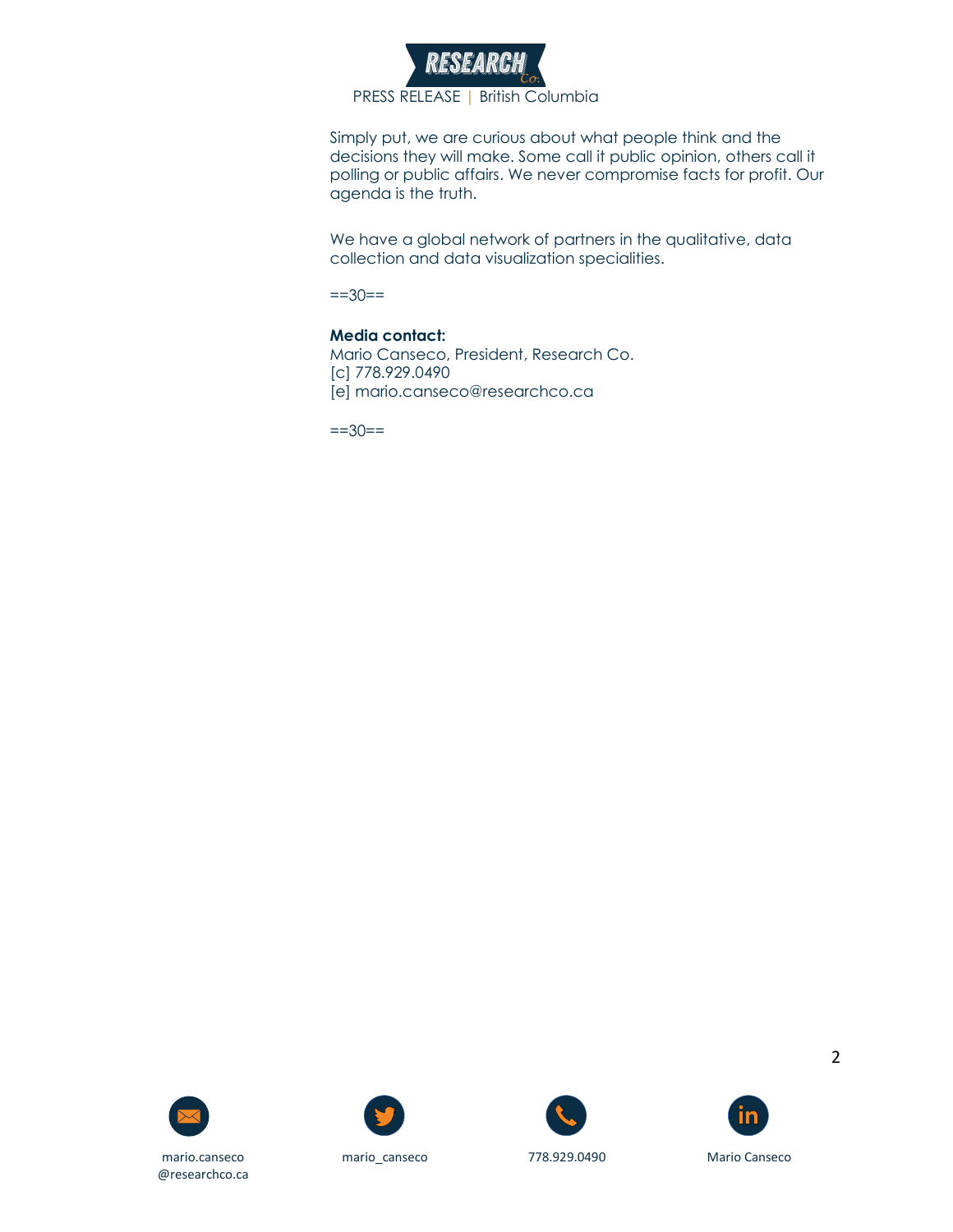Simply put, we are curious about what people think and the decisions they will make. Some call it public opinion, others call it polling or public affairs. We never compromise facts for profit. Our agenda is the truth.

We have a global network of partners in the qualitative, data collection and data visualization specialities.

==30==

**Media contact:**
Mario Canseco, President, Research Co.
[c] 778.929.0490
[e] mario.canseco@researchco.ca

==30==